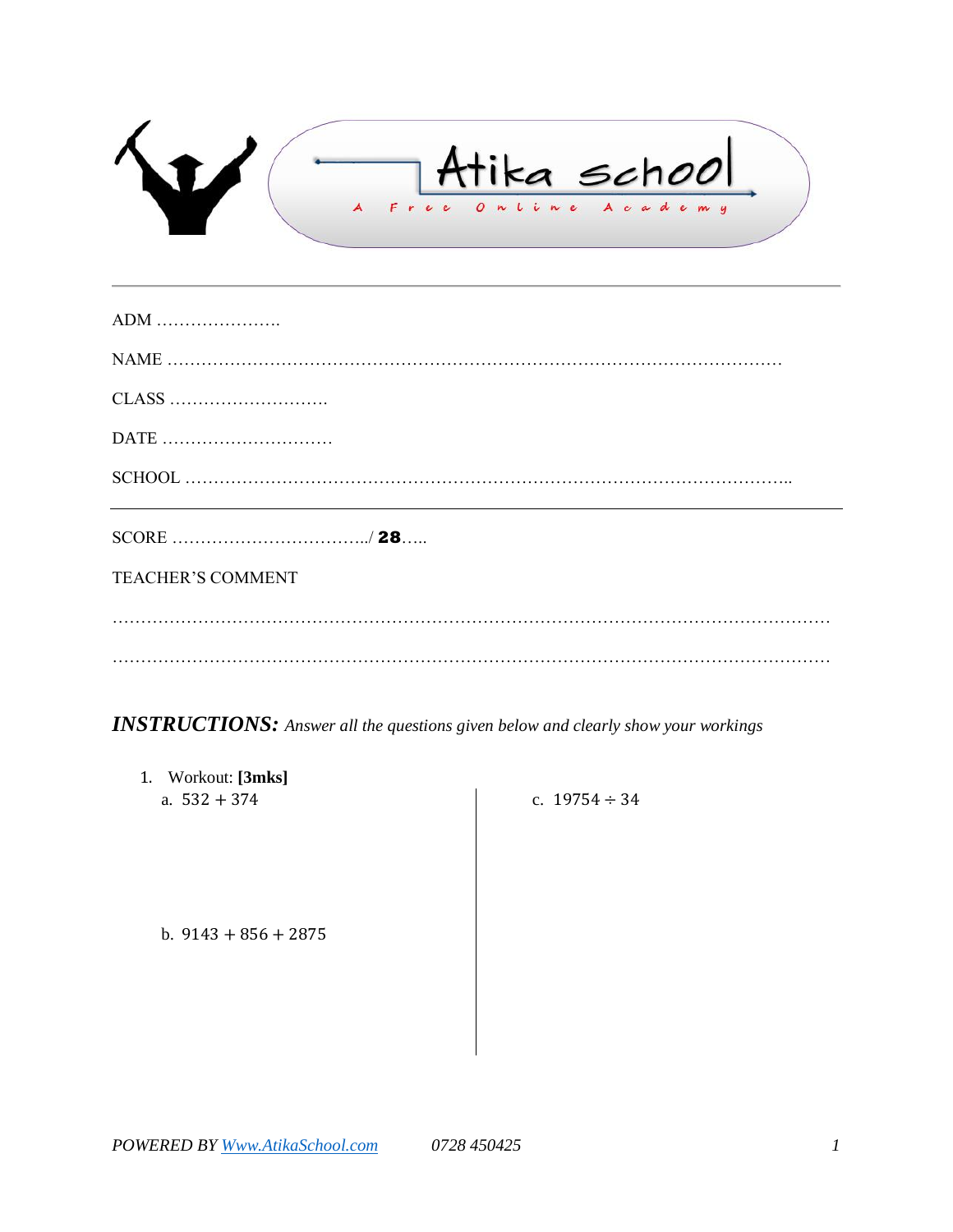Atika school

A Free Online Academy

---

ADM ………………….

NAME …………………………………………………………………………………………

CLASS ……………………….

DATE ………………………..

SCHOOL ………………………………………………………………………………………..

---

SCORE ……………………………../ **28**…..

TEACHER'S COMMENT

……………………………………………………………………………………………………

……………………………………………………………………………………………………

***INSTRUCTIONS:*** *Answer all the questions given below and clearly show your workings*

1. Workout: **[3mks]**
   a. $532 + 374$
   b. $9143 + 856 + 2875$
   c. $19754 \div 34$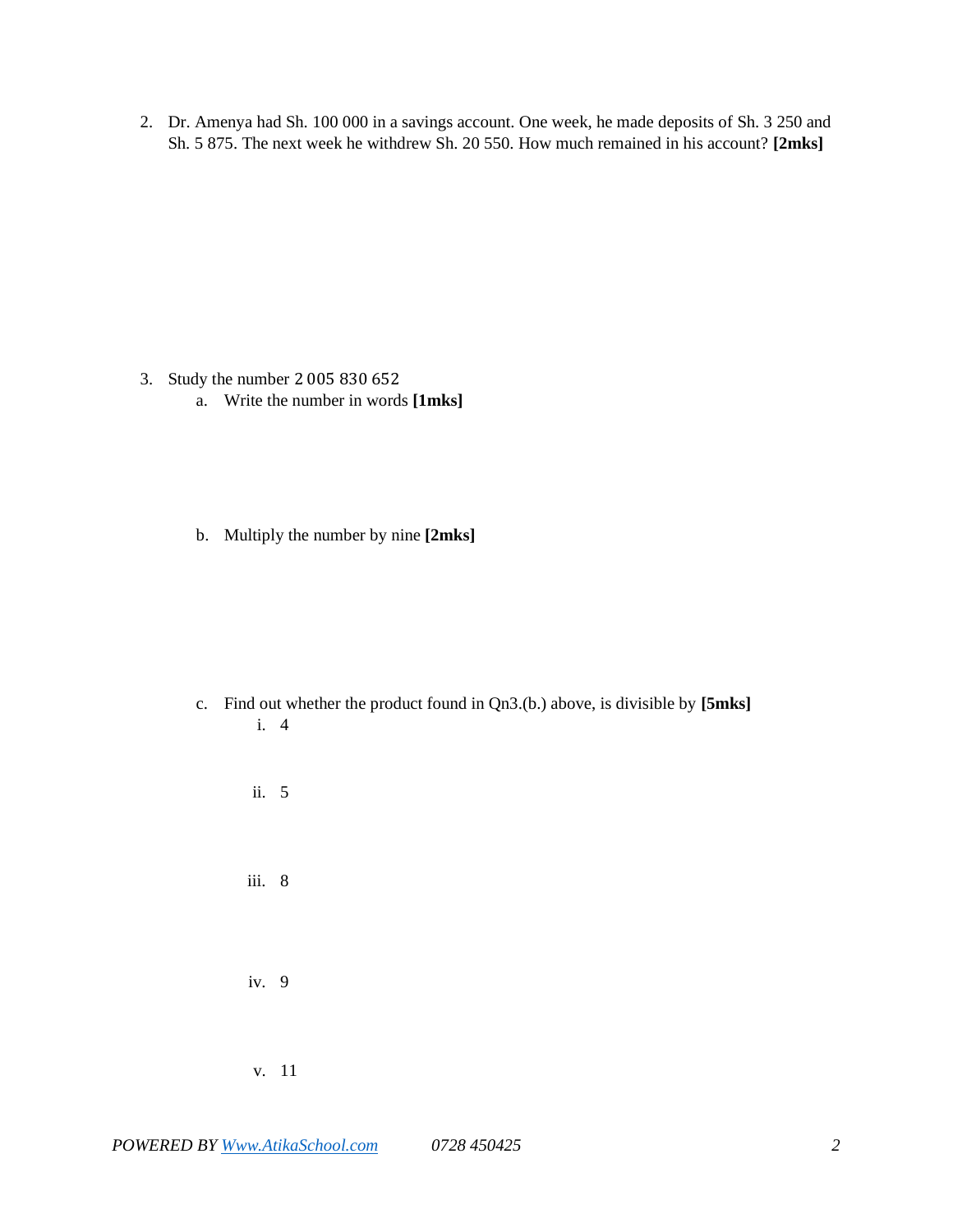2. Dr. Amenya had Sh. 100 000 in a savings account. One week, he made deposits of Sh. 3 250 and Sh. 5 875. The next week he withdrew Sh. 20 550. How much remained in his account? **[2mks]**

3. Study the number 2 005 830 652
   a. Write the number in words **[1mks]**

   b. Multiply the number by nine **[2mks]**

   c. Find out whether the product found in Qn3.(b.) above, is divisible by **[5mks]**
      i. 4

      ii. 5

      iii. 8

      iv. 9

      v. 11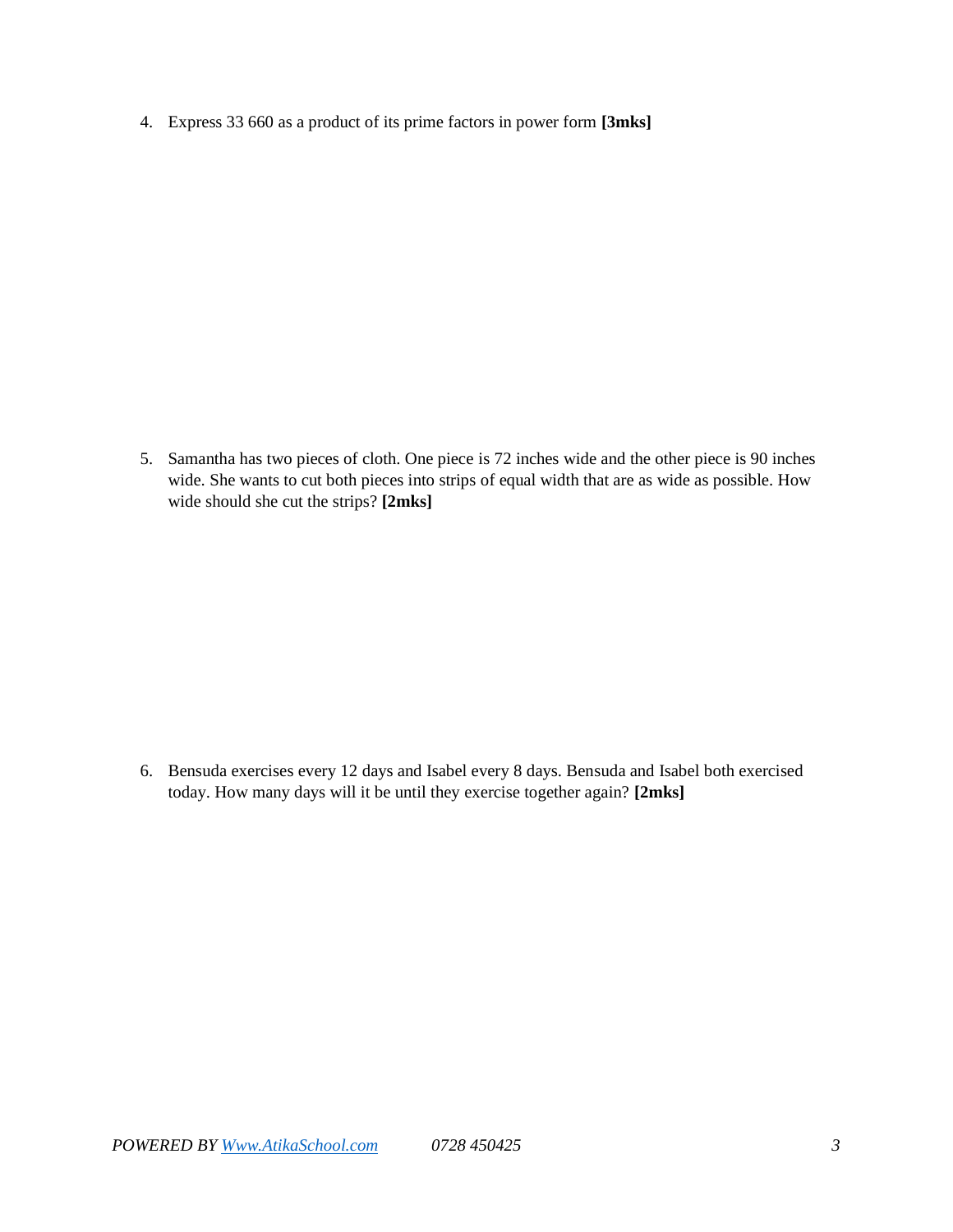4. Express 33 660 as a product of its prime factors in power form **[3mks]**

5. Samantha has two pieces of cloth. One piece is 72 inches wide and the other piece is 90 inches wide. She wants to cut both pieces into strips of equal width that are as wide as possible. How wide should she cut the strips? **[2mks]**

6. Bensuda exercises every 12 days and Isabel every 8 days. Bensuda and Isabel both exercised today. How many days will it be until they exercise together again? **[2mks]**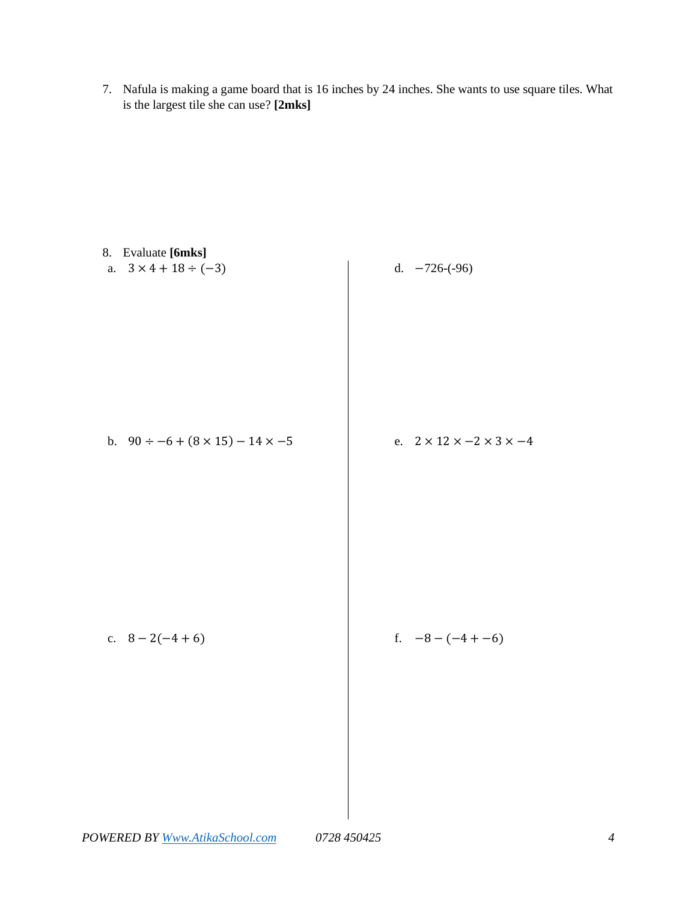7. Nafula is making a game board that is 16 inches by 24 inches. She wants to use square tiles. What is the largest tile she can use? **[2mks]**

8. Evaluate **[6mks]**

a. $3 \times 4 + 18 \div (-3)$

b. $90 \div -6 + (8 \times 15) - 14 \times -5$

c. $8 - 2(-4 + 6)$

d. $-726$-(-96)

e. $2 \times 12 \times -2 \times 3 \times -4$

f. $-8 - (-4 + -6)$